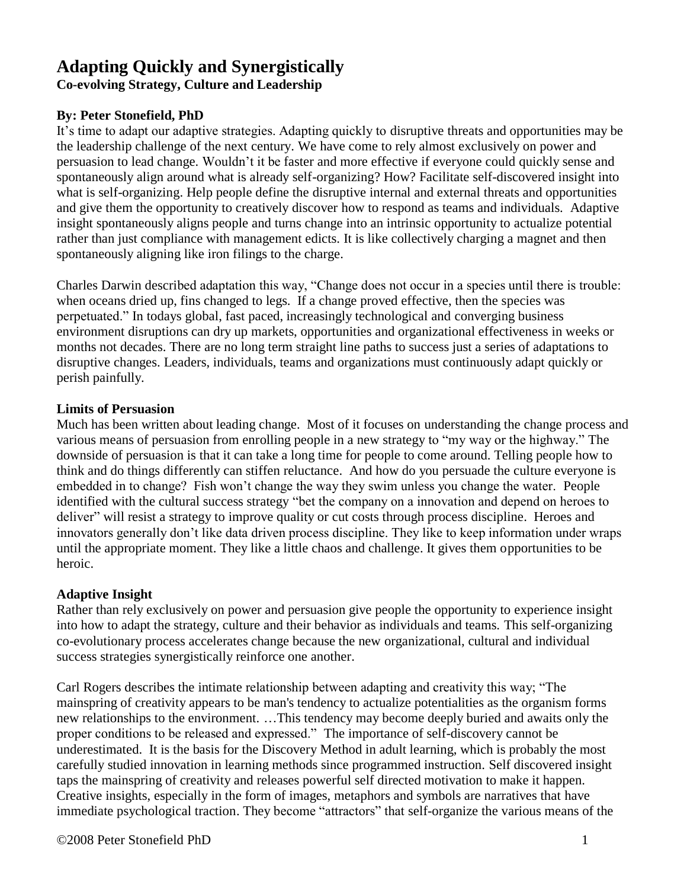# Adapting Quickly and Synergistically

**Co-evolving Strategy, Culture and Leadership**

**By: Peter Stonefield, PhD**

It's time to adapt our adaptive strategies. Adapting quickly to disruptive threats and opportunities may be the leadership challenge of the next century. We have come to rely almost exclusively on power and persuasion to lead change. Wouldn't it be faster and more effective if everyone could quickly sense and spontaneously align around what is already self-organizing? How? Facilitate self-discovered insight into what is self-organizing. Help people define the disruptive internal and external threats and opportunities and give them the opportunity to creatively discover how to respond as teams and individuals. Adaptive insight spontaneously aligns people and turns change into an intrinsic opportunity to actualize potential rather than just compliance with management edicts. It is like collectively charging a magnet and then spontaneously aligning like iron filings to the charge.

Charles Darwin described adaptation this way, "Change does not occur in a species until there is trouble: when oceans dried up, fins changed to legs. If a change proved effective, then the species was perpetuated." In todays global, fast paced, increasingly technological and converging business environment disruptions can dry up markets, opportunities and organizational effectiveness in weeks or months not decades. There are no long term straight line paths to success just a series of adaptations to disruptive changes. Leaders, individuals, teams and organizations must continuously adapt quickly or perish painfully.

## Limits of Persuasion

Much has been written about leading change. Most of it focuses on understanding the change process and various means of persuasion from enrolling people in a new strategy to "my way or the highway." The downside of persuasion is that it can take a long time for people to come around. Telling people how to think and do things differently can stiffen reluctance. And how do you persuade the culture everyone is embedded in to change? Fish won't change the way they swim unless you change the water. People identified with the cultural success strategy "bet the company on a innovation and depend on heroes to deliver" will resist a strategy to improve quality or cut costs through process discipline. Heroes and innovators generally don't like data driven process discipline. They like to keep information under wraps until the appropriate moment. They like a little chaos and challenge. It gives them opportunities to be heroic.

## Adaptive Insight

Rather than rely exclusively on power and persuasion give people the opportunity to experience insight into how to adapt the strategy, culture and their behavior as individuals and teams. This self-organizing co-evolutionary process accelerates change because the new organizational, cultural and individual success strategies synergistically reinforce one another.

Carl Rogers describes the intimate relationship between adapting and creativity this way; "The mainspring of creativity appears to be man's tendency to actualize potentialities as the organism forms new relationships to the environment. …This tendency may become deeply buried and awaits only the proper conditions to be released and expressed." The importance of self-discovery cannot be underestimated. It is the basis for the Discovery Method in adult learning, which is probably the most carefully studied innovation in learning methods since programmed instruction. Self discovered insight taps the mainspring of creativity and releases powerful self directed motivation to make it happen. Creative insights, especially in the form of images, metaphors and symbols are narratives that have immediate psychological traction. They become "attractors" that self-organize the various means of the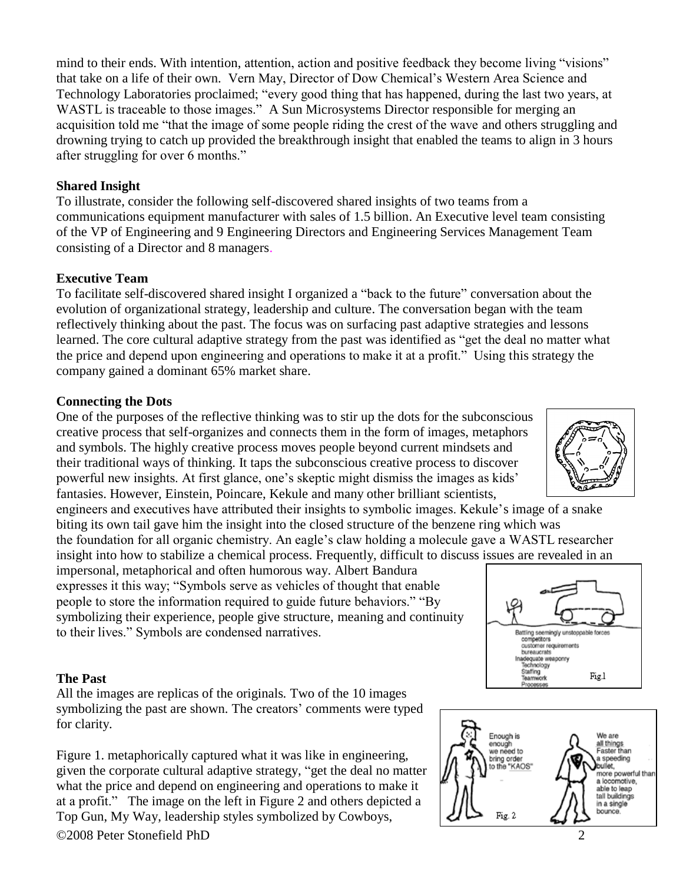mind to their ends. With intention, attention, action and positive feedback they become living "visions" that take on a life of their own. Vern May, Director of Dow Chemical's Western Area Science and Technology Laboratories proclaimed; "every good thing that has happened, during the last two years, at WASTL is traceable to those images." A Sun Microsystems Director responsible for merging an acquisition told me "that the image of some people riding the crest of the wave and others struggling and drowning trying to catch up provided the breakthrough insight that enabled the teams to align in 3 hours after struggling for over 6 months."

**Shared Insight**

To illustrate, consider the following self-discovered shared insights of two teams from a communications equipment manufacturer with sales of 1.5 billion. An Executive level team consisting of the VP of Engineering and 9 Engineering Directors and Engineering Services Management Team consisting of a Director and 8 managers.

**Executive Team**

To facilitate self-discovered shared insight I organized a "back to the future" conversation about the evolution of organizational strategy, leadership and culture. The conversation began with the team reflectively thinking about the past. The focus was on surfacing past adaptive strategies and lessons learned. The core cultural adaptive strategy from the past was identified as "get the deal no matter what the price and depend upon engineering and operations to make it at a profit." Using this strategy the company gained a dominant 65% market share.

**Connecting the Dots**

One of the purposes of the reflective thinking was to stir up the dots for the subconscious creative process that self-organizes and connects them in the form of images, metaphors and symbols. The highly creative process moves people beyond current mindsets and their traditional ways of thinking. It taps the subconscious creative process to discover powerful new insights. At first glance, one's skeptic might dismiss the images as kids' fantasies. However, Einstein, Poincare, Kekule and many other brilliant scientists, engineers and executives have attributed their insights to symbolic images. Kekule's image of a snake biting its own tail gave him the insight into the closed structure of the benzene ring which was the foundation for all organic chemistry. An eagle's claw holding a molecule gave a WASTL researcher insight into how to stabilize a chemical process. Frequently, difficult to discuss issues are revealed in an impersonal, metaphorical and often humorous way. Albert Bandura expresses it this way; "Symbols serve as vehicles of thought that enable people to store the information required to guide future behaviors." "By symbolizing their experience, people give structure, meaning and continuity to their lives." Symbols are condensed narratives.

Battling seemingly unstoppable forces
- competitors
- customer requirements
- bureaucrats

Inadequate weaponry
- Technology
- Staffing
- Teamwork
- Processes

Fig.1

**The Past**

All the images are replicas of the originals. Two of the 10 images symbolizing the past are shown. The creators' comments were typed for clarity.

Enough is enough we need to bring order to the "KAOS"

We are all things Faster than a speeding bullet, more powerful than a locomotive, able to leap tall buildings in a single bounce.

Fig. 2

Figure 1. metaphorically captured what it was like in engineering, given the corporate cultural adaptive strategy, "get the deal no matter what the price and depend on engineering and operations to make it at a profit." The image on the left in Figure 2 and others depicted a Top Gun, My Way, leadership styles symbolized by Cowboys,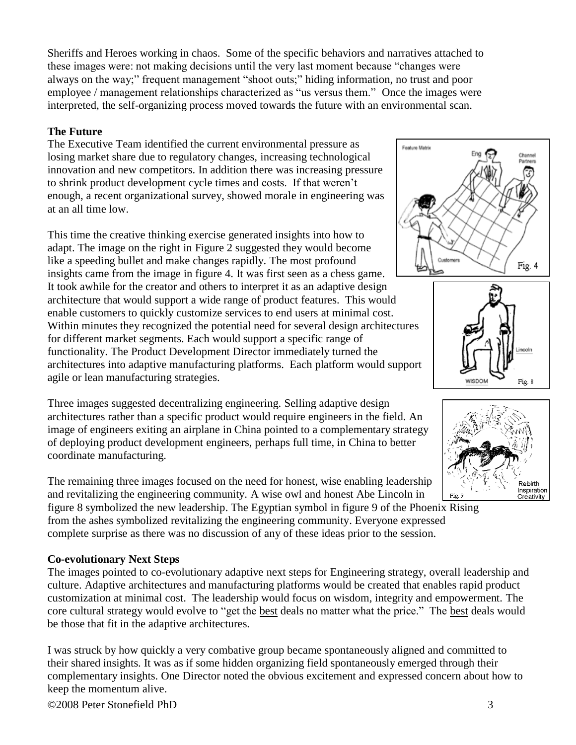Sheriffs and Heroes working in chaos. Some of the specific behaviors and narratives attached to these images were: not making decisions until the very last moment because "changes were always on the way;" frequent management "shoot outs;" hiding information, no trust and poor employee / management relationships characterized as "us versus them." Once the images were interpreted, the self-organizing process moved towards the future with an environmental scan.

**The Future**

The Executive Team identified the current environmental pressure as losing market share due to regulatory changes, increasing technological innovation and new competitors. In addition there was increasing pressure to shrink product development cycle times and costs. If that weren't enough, a recent organizational survey, showed morale in engineering was at an all time low.

This time the creative thinking exercise generated insights into how to adapt. The image on the right in Figure 2 suggested they would become like a speeding bullet and make changes rapidly. The most profound insights came from the image in figure 4. It was first seen as a chess game. It took awhile for the creator and others to interpret it as an adaptive design architecture that would support a wide range of product features. This would enable customers to quickly customize services to end users at minimal cost. Within minutes they recognized the potential need for several design architectures for different market segments. Each would support a specific range of functionality. The Product Development Director immediately turned the architectures into adaptive manufacturing platforms. Each platform would support agile or lean manufacturing strategies.

Fig. 4

Fig. 8

Fig. 9

Three images suggested decentralizing engineering. Selling adaptive design architectures rather than a specific product would require engineers in the field. An image of engineers exiting an airplane in China pointed to a complementary strategy of deploying product development engineers, perhaps full time, in China to better coordinate manufacturing.

The remaining three images focused on the need for honest, wise enabling leadership and revitalizing the engineering community. A wise owl and honest Abe Lincoln in figure 8 symbolized the new leadership. The Egyptian symbol in figure 9 of the Phoenix Rising from the ashes symbolized revitalizing the engineering community. Everyone expressed complete surprise as there was no discussion of any of these ideas prior to the session.

**Co-evolutionary Next Steps**

The images pointed to co-evolutionary adaptive next steps for Engineering strategy, overall leadership and culture. Adaptive architectures and manufacturing platforms would be created that enables rapid product customization at minimal cost. The leadership would focus on wisdom, integrity and empowerment. The core cultural strategy would evolve to "get the best deals no matter what the price." The best deals would be those that fit in the adaptive architectures.

I was struck by how quickly a very combative group became spontaneously aligned and committed to their shared insights. It was as if some hidden organizing field spontaneously emerged through their complementary insights. One Director noted the obvious excitement and expressed concern about how to keep the momentum alive.

©2008 Peter Stonefield PhD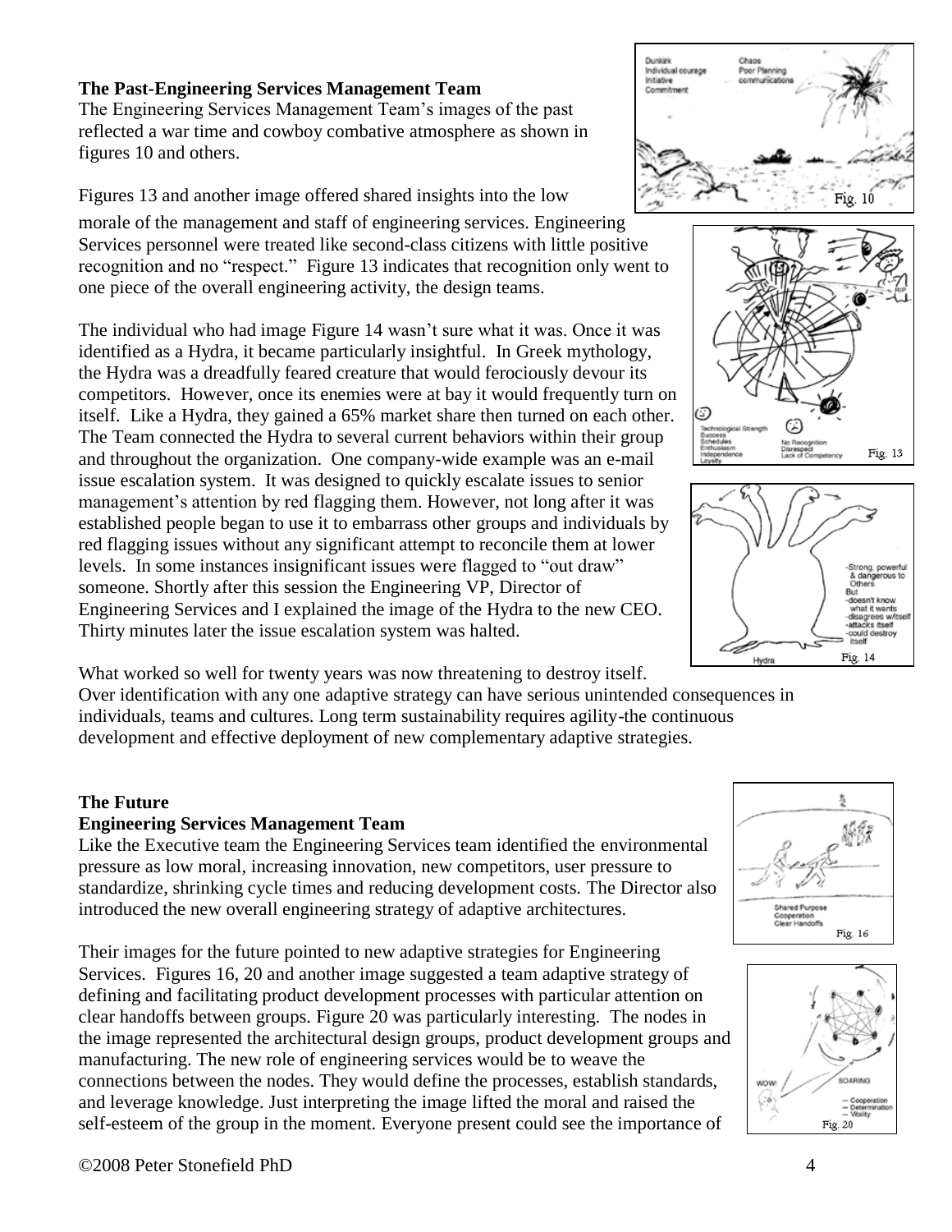**The Past-Engineering Services Management Team**

The Engineering Services Management Team's images of the past reflected a war time and cowboy combative atmosphere as shown in figures 10 and others.

Figures 13 and another image offered shared insights into the low morale of the management and staff of engineering services. Engineering Services personnel were treated like second-class citizens with little positive recognition and no "respect." Figure 13 indicates that recognition only went to one piece of the overall engineering activity, the design teams.

The individual who had image Figure 14 wasn't sure what it was. Once it was identified as a Hydra, it became particularly insightful. In Greek mythology, the Hydra was a dreadfully feared creature that would ferociously devour its competitors. However, once its enemies were at bay it would frequently turn on itself. Like a Hydra, they gained a 65% market share then turned on each other. The Team connected the Hydra to several current behaviors within their group and throughout the organization. One company-wide example was an e-mail issue escalation system. It was designed to quickly escalate issues to senior management's attention by red flagging them. However, not long after it was established people began to use it to embarrass other groups and individuals by red flagging issues without any significant attempt to reconcile them at lower levels. In some instances insignificant issues were flagged to "out draw" someone. Shortly after this session the Engineering VP, Director of Engineering Services and I explained the image of the Hydra to the new CEO. Thirty minutes later the issue escalation system was halted.

What worked so well for twenty years was now threatening to destroy itself. Over identification with any one adaptive strategy can have serious unintended consequences in individuals, teams and cultures. Long term sustainability requires agility-the continuous development and effective deployment of new complementary adaptive strategies.

**The Future**

**Engineering Services Management Team**

Like the Executive team the Engineering Services team identified the environmental pressure as low moral, increasing innovation, new competitors, user pressure to standardize, shrinking cycle times and reducing development costs. The Director also introduced the new overall engineering strategy of adaptive architectures.

Their images for the future pointed to new adaptive strategies for Engineering Services. Figures 16, 20 and another image suggested a team adaptive strategy of defining and facilitating product development processes with particular attention on clear handoffs between groups. Figure 20 was particularly interesting. The nodes in the image represented the architectural design groups, product development groups and manufacturing. The new role of engineering services would be to weave the connections between the nodes. They would define the processes, establish standards, and leverage knowledge. Just interpreting the image lifted the moral and raised the self-esteem of the group in the moment. Everyone present could see the importance of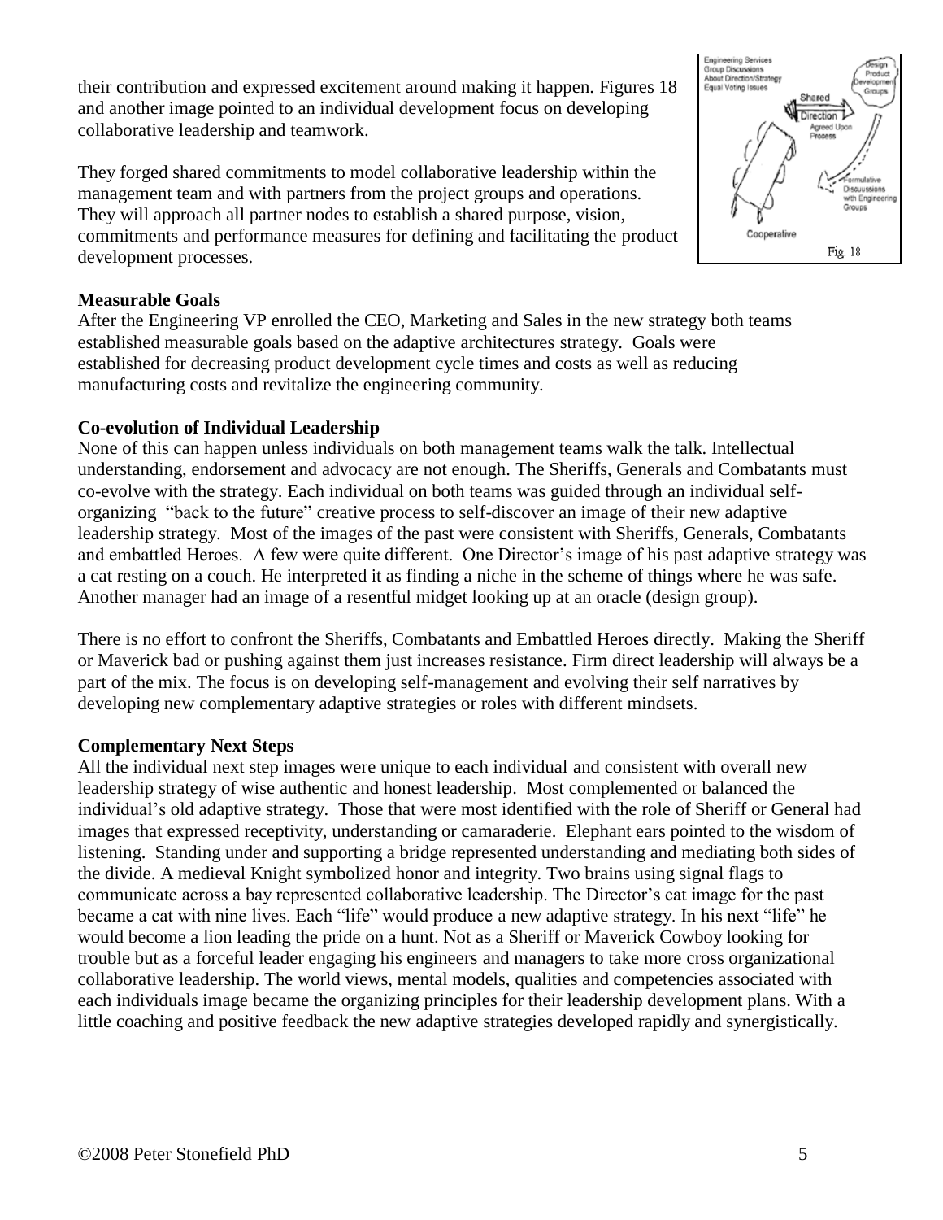their contribution and expressed excitement around making it happen. Figures 18 and another image pointed to an individual development focus on developing collaborative leadership and teamwork.

They forged shared commitments to model collaborative leadership within the management team and with partners from the project groups and operations. They will approach all partner nodes to establish a shared purpose, vision, commitments and performance measures for defining and facilitating the product development processes.

Fig. 18

**Measurable Goals**

After the Engineering VP enrolled the CEO, Marketing and Sales in the new strategy both teams established measurable goals based on the adaptive architectures strategy. Goals were established for decreasing product development cycle times and costs as well as reducing manufacturing costs and revitalize the engineering community.

**Co-evolution of Individual Leadership**

None of this can happen unless individuals on both management teams walk the talk. Intellectual understanding, endorsement and advocacy are not enough. The Sheriffs, Generals and Combatants must co-evolve with the strategy. Each individual on both teams was guided through an individual self-organizing "back to the future" creative process to self-discover an image of their new adaptive leadership strategy. Most of the images of the past were consistent with Sheriffs, Generals, Combatants and embattled Heroes. A few were quite different. One Director's image of his past adaptive strategy was a cat resting on a couch. He interpreted it as finding a niche in the scheme of things where he was safe. Another manager had an image of a resentful midget looking up at an oracle (design group).

There is no effort to confront the Sheriffs, Combatants and Embattled Heroes directly. Making the Sheriff or Maverick bad or pushing against them just increases resistance. Firm direct leadership will always be a part of the mix. The focus is on developing self-management and evolving their self narratives by developing new complementary adaptive strategies or roles with different mindsets.

**Complementary Next Steps**

All the individual next step images were unique to each individual and consistent with overall new leadership strategy of wise authentic and honest leadership. Most complemented or balanced the individual's old adaptive strategy. Those that were most identified with the role of Sheriff or General had images that expressed receptivity, understanding or camaraderie. Elephant ears pointed to the wisdom of listening. Standing under and supporting a bridge represented understanding and mediating both sides of the divide. A medieval Knight symbolized honor and integrity. Two brains using signal flags to communicate across a bay represented collaborative leadership. The Director's cat image for the past became a cat with nine lives. Each "life" would produce a new adaptive strategy. In his next "life" he would become a lion leading the pride on a hunt. Not as a Sheriff or Maverick Cowboy looking for trouble but as a forceful leader engaging his engineers and managers to take more cross organizational collaborative leadership. The world views, mental models, qualities and competencies associated with each individuals image became the organizing principles for their leadership development plans. With a little coaching and positive feedback the new adaptive strategies developed rapidly and synergistically.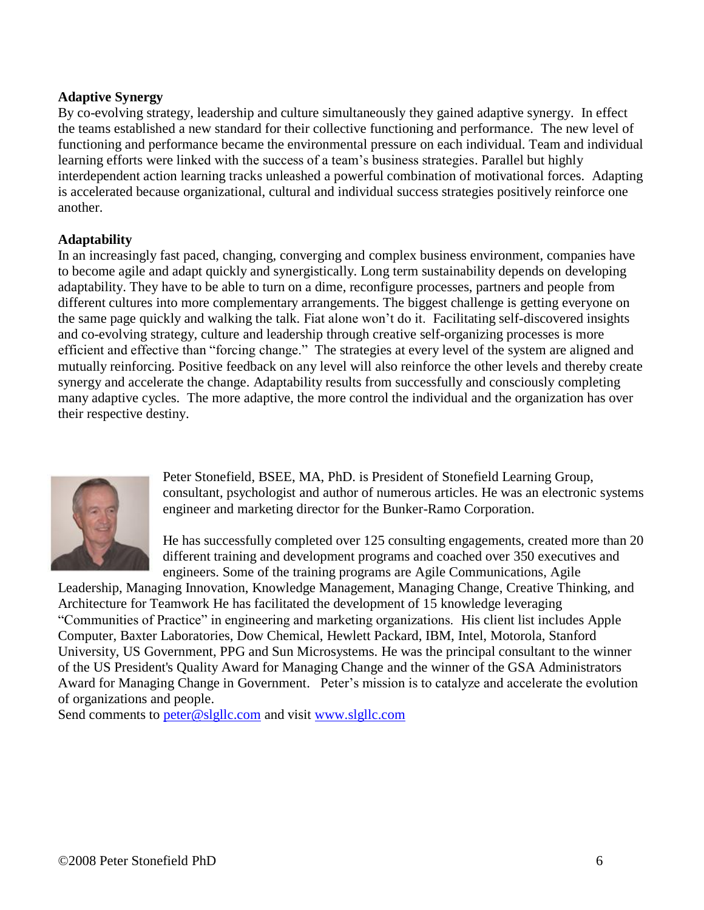**Adaptive Synergy**

By co-evolving strategy, leadership and culture simultaneously they gained adaptive synergy. In effect the teams established a new standard for their collective functioning and performance. The new level of functioning and performance became the environmental pressure on each individual. Team and individual learning efforts were linked with the success of a team's business strategies. Parallel but highly interdependent action learning tracks unleashed a powerful combination of motivational forces. Adapting is accelerated because organizational, cultural and individual success strategies positively reinforce one another.

**Adaptability**

In an increasingly fast paced, changing, converging and complex business environment, companies have to become agile and adapt quickly and synergistically. Long term sustainability depends on developing adaptability. They have to be able to turn on a dime, reconfigure processes, partners and people from different cultures into more complementary arrangements. The biggest challenge is getting everyone on the same page quickly and walking the talk. Fiat alone won't do it. Facilitating self-discovered insights and co-evolving strategy, culture and leadership through creative self-organizing processes is more efficient and effective than "forcing change." The strategies at every level of the system are aligned and mutually reinforcing. Positive feedback on any level will also reinforce the other levels and thereby create synergy and accelerate the change. Adaptability results from successfully and consciously completing many adaptive cycles. The more adaptive, the more control the individual and the organization has over their respective destiny.

Peter Stonefield, BSEE, MA, PhD. is President of Stonefield Learning Group, consultant, psychologist and author of numerous articles. He was an electronic systems engineer and marketing director for the Bunker-Ramo Corporation.

He has successfully completed over 125 consulting engagements, created more than 20 different training and development programs and coached over 350 executives and engineers. Some of the training programs are Agile Communications, Agile Leadership, Managing Innovation, Knowledge Management, Managing Change, Creative Thinking, and Architecture for Teamwork He has facilitated the development of 15 knowledge leveraging "Communities of Practice" in engineering and marketing organizations. His client list includes Apple Computer, Baxter Laboratories, Dow Chemical, Hewlett Packard, IBM, Intel, Motorola, Stanford University, US Government, PPG and Sun Microsystems. He was the principal consultant to the winner of the US President's Quality Award for Managing Change and the winner of the GSA Administrators Award for Managing Change in Government. Peter's mission is to catalyze and accelerate the evolution of organizations and people.

Send comments to peter@slgllc.com and visit www.slgllc.com

©2008 Peter Stonefield PhD